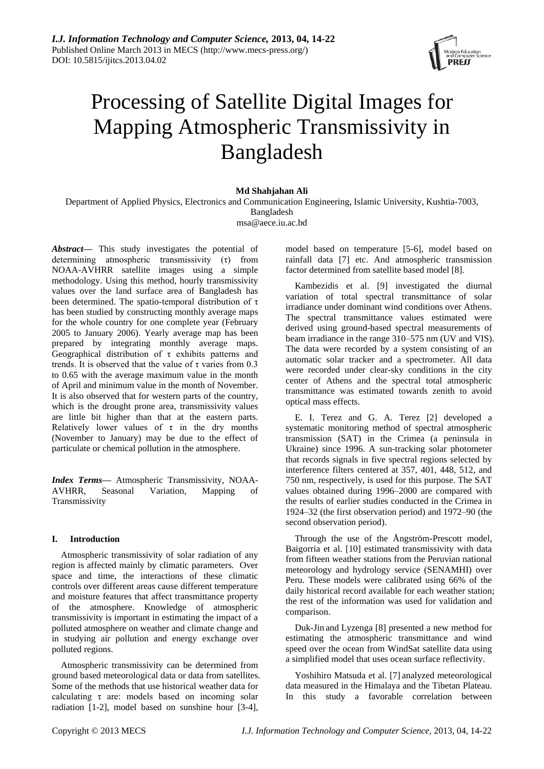# Processing of Satellite Digital Images for Mapping Atmospheric Transmissivity in Bangladesh

**Md Shahjahan Ali**

Department of Applied Physics, Electronics and Communication Engineering, Islamic University, Kushtia-7003, Bangladesh

msa@aece.iu.ac.bd

***Abstract*—** This study investigates the potential of determining atmospheric transmissivity (τ) from NOAA-AVHRR satellite images using a simple methodology. Using this method, hourly transmissivity values over the land surface area of Bangladesh has been determined. The spatio-temporal distribution of τ has been studied by constructing monthly average maps for the whole country for one complete year (February 2005 to January 2006). Yearly average map has been prepared by integrating monthly average maps. Geographical distribution of τ exhibits patterns and trends. It is observed that the value of τ varies from 0.3 to 0.65 with the average maximum value in the month of April and minimum value in the month of November. It is also observed that for western parts of the country, which is the drought prone area, transmissivity values are little bit higher than that at the eastern parts. Relatively lower values of τ in the dry months (November to January) may be due to the effect of particulate or chemical pollution in the atmosphere.

***Index Terms*—** Atmospheric Transmissivity, NOAA-AVHRR, Seasonal Variation, Mapping of Transmissivity

## I. Introduction

Atmospheric transmissivity of solar radiation of any region is affected mainly by climatic parameters. Over space and time, the interactions of these climatic controls over different areas cause different temperature and moisture features that affect transmittance property of the atmosphere. Knowledge of atmospheric transmissivity is important in estimating the impact of a polluted atmosphere on weather and climate change and in studying air pollution and energy exchange over polluted regions.

Atmospheric transmissivity can be determined from ground based meteorological data or data from satellites. Some of the methods that use historical weather data for calculating τ are: models based on incoming solar radiation [1-2], model based on sunshine hour [3-4], model based on temperature [5-6], model based on rainfall data [7] etc. And atmospheric transmission factor determined from satellite based model [8].

Kambezidis et al. [9] investigated the diurnal variation of total spectral transmittance of solar irradiance under dominant wind conditions over Athens. The spectral transmittance values estimated were derived using ground-based spectral measurements of beam irradiance in the range 310–575 nm (UV and VIS). The data were recorded by a system consisting of an automatic solar tracker and a spectrometer. All data were recorded under clear-sky conditions in the city center of Athens and the spectral total atmospheric transmittance was estimated towards zenith to avoid optical mass effects.

E. I. Terez and G. A. Terez [2] developed a systematic monitoring method of spectral atmospheric transmission (SAT) in the Crimea (a peninsula in Ukraine) since 1996. A sun-tracking solar photometer that records signals in five spectral regions selected by interference filters centered at 357, 401, 448, 512, and 750 nm, respectively, is used for this purpose. The SAT values obtained during 1996–2000 are compared with the results of earlier studies conducted in the Crimea in 1924–32 (the first observation period) and 1972–90 (the second observation period).

Through the use of the Ångström-Prescott model, Baigorria et al. [10] estimated transmissivity with data from fifteen weather stations from the Peruvian national meteorology and hydrology service (SENAMHI) over Peru. These models were calibrated using 66% of the daily historical record available for each weather station; the rest of the information was used for validation and comparison.

Duk-Jin and Lyzenga [8] presented a new method for estimating the atmospheric transmittance and wind speed over the ocean from WindSat satellite data using a simplified model that uses ocean surface reflectivity.

Yoshihiro Matsuda et al. [7] analyzed meteorological data measured in the Himalaya and the Tibetan Plateau. In this study a favorable correlation between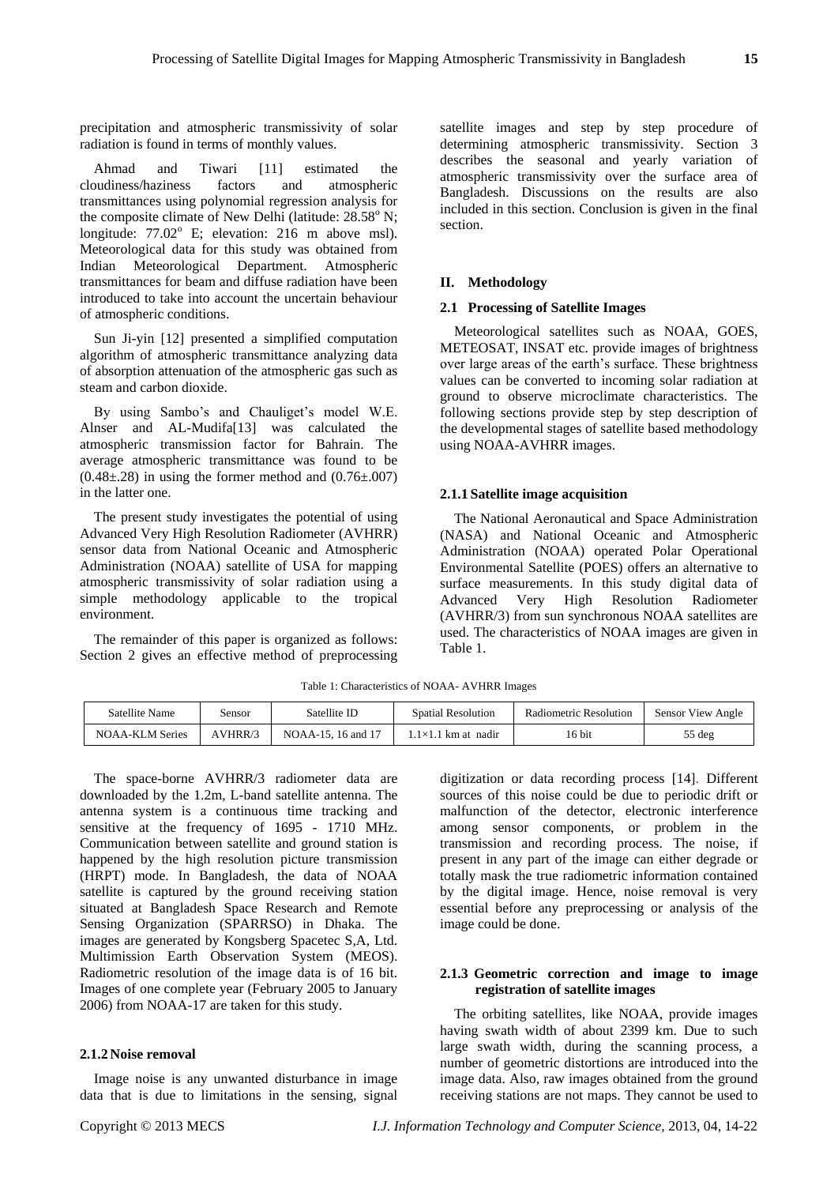precipitation and atmospheric transmissivity of solar radiation is found in terms of monthly values.

Ahmad and Tiwari [11] estimated the cloudiness/haziness factors and atmospheric transmittances using polynomial regression analysis for the composite climate of New Delhi (latitude: $28.58^o$ N; longitude: $77.02^o$ E; elevation: 216 m above msl). Meteorological data for this study was obtained from Indian Meteorological Department. Atmospheric transmittances for beam and diffuse radiation have been introduced to take into account the uncertain behaviour of atmospheric conditions.

Sun Ji-yin [12] presented a simplified computation algorithm of atmospheric transmittance analyzing data of absorption attenuation of the atmospheric gas such as steam and carbon dioxide.

By using Sambo's and Chauliget's model W.E. Alnser and AL-Mudifa[13] was calculated the atmospheric transmission factor for Bahrain. The average atmospheric transmittance was found to be (0.48±.28) in using the former method and (0.76±.007) in the latter one.

The present study investigates the potential of using Advanced Very High Resolution Radiometer (AVHRR) sensor data from National Oceanic and Atmospheric Administration (NOAA) satellite of USA for mapping atmospheric transmissivity of solar radiation using a simple methodology applicable to the tropical environment.

The remainder of this paper is organized as follows: Section 2 gives an effective method of preprocessing satellite images and step by step procedure of determining atmospheric transmissivity. Section 3 describes the seasonal and yearly variation of atmospheric transmissivity over the surface area of Bangladesh. Discussions on the results are also included in this section. Conclusion is given in the final section.

## II. Methodology

### 2.1 Processing of Satellite Images

Meteorological satellites such as NOAA, GOES, METEOSAT, INSAT etc. provide images of brightness over large areas of the earth's surface. These brightness values can be converted to incoming solar radiation at ground to observe microclimate characteristics. The following sections provide step by step description of the developmental stages of satellite based methodology using NOAA-AVHRR images.

#### 2.1.1 Satellite image acquisition

The National Aeronautical and Space Administration (NASA) and National Oceanic and Atmospheric Administration (NOAA) operated Polar Operational Environmental Satellite (POES) offers an alternative to surface measurements. In this study digital data of Advanced Very High Resolution Radiometer (AVHRR/3) from sun synchronous NOAA satellites are used. The characteristics of NOAA images are given in Table 1.

Table 1: Characteristics of NOAA- AVHRR Images

| Satellite Name | Sensor | Satellite ID | Spatial Resolution | Radiometric Resolution | Sensor View Angle |
|---|---|---|---|---|---|
| NOAA-KLM Series | AVHRR/3 | NOAA-15, 16 and 17 | 1.1×1.1 km at nadir | 16 bit | 55 deg |

The space-borne AVHRR/3 radiometer data are downloaded by the 1.2m, L-band satellite antenna. The antenna system is a continuous time tracking and sensitive at the frequency of 1695 - 1710 MHz. Communication between satellite and ground station is happened by the high resolution picture transmission (HRPT) mode. In Bangladesh, the data of NOAA satellite is captured by the ground receiving station situated at Bangladesh Space Research and Remote Sensing Organization (SPARRSO) in Dhaka. The images are generated by Kongsberg Spacetec S,A, Ltd. Multimission Earth Observation System (MEOS). Radiometric resolution of the image data is of 16 bit. Images of one complete year (February 2005 to January 2006) from NOAA-17 are taken for this study.

#### 2.1.2 Noise removal

Image noise is any unwanted disturbance in image data that is due to limitations in the sensing, signal digitization or data recording process [14]. Different sources of this noise could be due to periodic drift or malfunction of the detector, electronic interference among sensor components, or problem in the transmission and recording process. The noise, if present in any part of the image can either degrade or totally mask the true radiometric information contained by the digital image. Hence, noise removal is very essential before any preprocessing or analysis of the image could be done.

#### 2.1.3 Geometric correction and image to image registration of satellite images

The orbiting satellites, like NOAA, provide images having swath width of about 2399 km. Due to such large swath width, during the scanning process, a number of geometric distortions are introduced into the image data. Also, raw images obtained from the ground receiving stations are not maps. They cannot be used to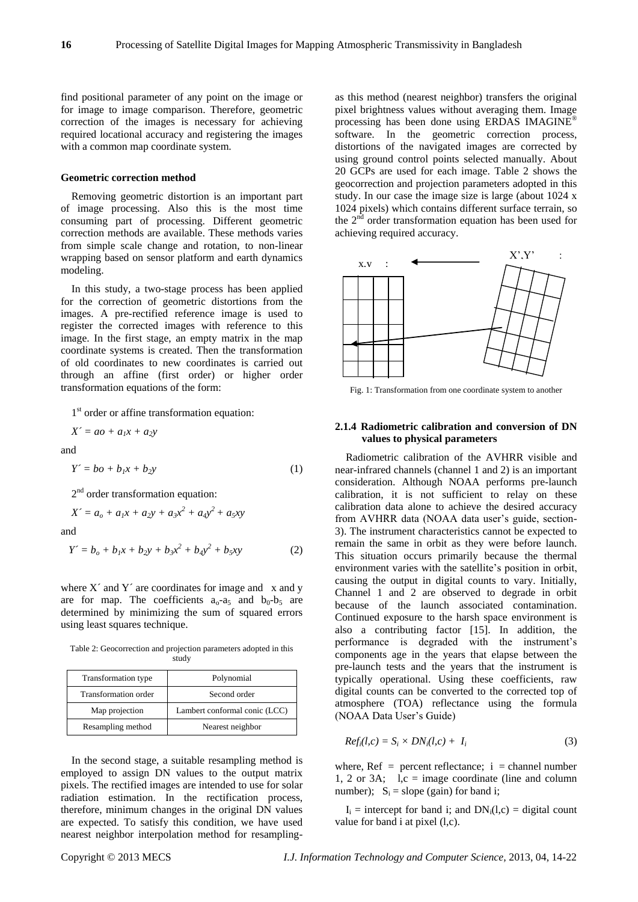find positional parameter of any point on the image or for image to image comparison. Therefore, geometric correction of the images is necessary for achieving required locational accuracy and registering the images with a common map coordinate system.

**Geometric correction method**

Removing geometric distortion is an important part of image processing. Also this is the most time consuming part of processing. Different geometric correction methods are available. These methods varies from simple scale change and rotation, to non-linear wrapping based on sensor platform and earth dynamics modeling.

In this study, a two-stage process has been applied for the correction of geometric distortions from the images. A pre-rectified reference image is used to register the corrected images with reference to this image. In the first stage, an empty matrix in the map coordinate systems is created. Then the transformation of old coordinates to new coordinates is carried out through an affine (first order) or higher order transformation equations of the form:

1st order or affine transformation equation:

$$X' = ao + a_1x + a_2y$$

and

$$Y' = bo + b_1x + b_2y \tag{1}$$

2nd order transformation equation:

$$X' = a_o + a_1x + a_2y + a_3x^2 + a_4y^2 + a_5xy$$

and

$$Y' = b_o + b_1x + b_2y + b_3x^2 + b_4y^2 + b_5xy \tag{2}$$

where X´ and Y´ are coordinates for image and x and y are for map. The coefficients $a_o$-$a_5$ and $b_0$-$b_5$ are determined by minimizing the sum of squared errors using least squares technique.

Table 2: Geocorrection and projection parameters adopted in this study

| Transformation type | Polynomial |
|---|---|
| Transformation order | Second order |
| Map projection | Lambert conformal conic (LCC) |
| Resampling method | Nearest neighbor |

In the second stage, a suitable resampling method is employed to assign DN values to the output matrix pixels. The rectified images are intended to use for solar radiation estimation. In the rectification process, therefore, minimum changes in the original DN values are expected. To satisfy this condition, we have used nearest neighbor interpolation method for resampling-as this method (nearest neighbor) transfers the original pixel brightness values without averaging them. Image processing has been done using ERDAS IMAGINE® software. In the geometric correction process, distortions of the navigated images are corrected by using ground control points selected manually. About 20 GCPs are used for each image. Table 2 shows the geocorrection and projection parameters adopted in this study. In our case the image size is large (about 1024 x 1024 pixels) which contains different surface terrain, so the 2nd order transformation equation has been used for achieving required accuracy.

Fig. 1: Transformation from one coordinate system to another

### 2.1.4 Radiometric calibration and conversion of DN values to physical parameters

Radiometric calibration of the AVHRR visible and near-infrared channels (channel 1 and 2) is an important consideration. Although NOAA performs pre-launch calibration, it is not sufficient to relay on these calibration data alone to achieve the desired accuracy from AVHRR data (NOAA data user's guide, section-3). The instrument characteristics cannot be expected to remain the same in orbit as they were before launch. This situation occurs primarily because the thermal environment varies with the satellite's position in orbit, causing the output in digital counts to vary. Initially, Channel 1 and 2 are observed to degrade in orbit because of the launch associated contamination. Continued exposure to the harsh space environment is also a contributing factor [15]. In addition, the performance is degraded with the instrument's components age in the years that elapse between the pre-launch tests and the years that the instrument is typically operational. Using these coefficients, raw digital counts can be converted to the corrected top of atmosphere (TOA) reflectance using the formula (NOAA Data User's Guide)

$$Ref_i(l,c) = S_i \times DN_i(l,c) + I_i \tag{3}$$

where, Ref = percent reflectance; i = channel number 1, 2 or 3A; l,c = image coordinate (line and column number); $S_i$ = slope (gain) for band i;

$I_i$ = intercept for band i; and $DN_i(l,c)$ = digital count value for band i at pixel (l,c).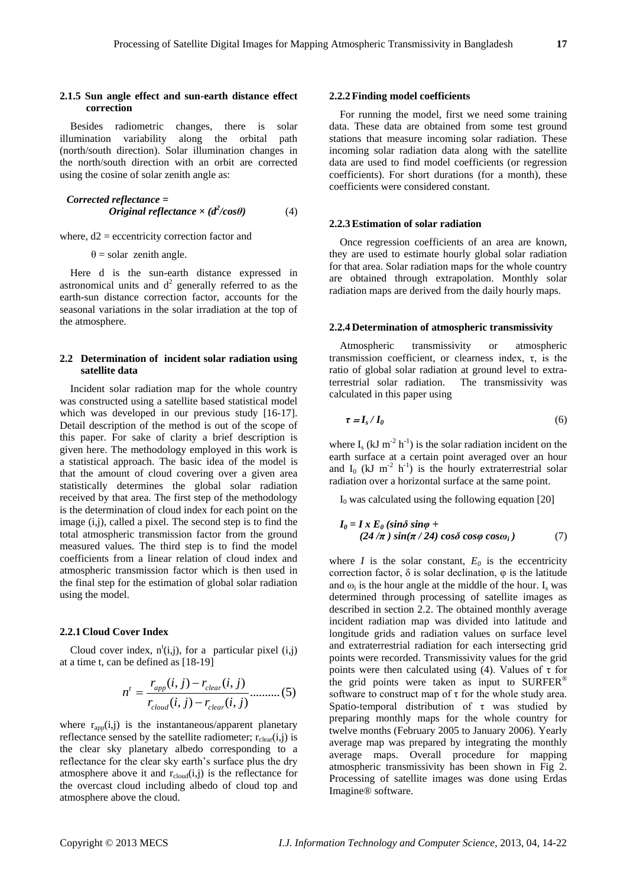### 2.1.5 Sun angle effect and sun-earth distance effect correction

Besides radiometric changes, there is solar illumination variability along the orbital path (north/south direction). Solar illumination changes in the north/south direction with an orbit are corrected using the cosine of solar zenith angle as:

$$\textbf{Corrected reflectance} = \textbf{Original reflectance} \times (d^2/\cos\theta) \quad (4)$$

where, d2 = eccentricity correction factor and

$\theta$ = solar zenith angle.

Here d is the sun-earth distance expressed in astronomical units and $d^2$ generally referred to as the earth-sun distance correction factor, accounts for the seasonal variations in the solar irradiation at the top of the atmosphere.

## 2.2 Determination of incident solar radiation using satellite data

Incident solar radiation map for the whole country was constructed using a satellite based statistical model which was developed in our previous study [16-17]. Detail description of the method is out of the scope of this paper. For sake of clarity a brief description is given here. The methodology employed in this work is a statistical approach. The basic idea of the model is that the amount of cloud covering over a given area statistically determines the global solar radiation received by that area. The first step of the methodology is the determination of cloud index for each point on the image (i,j), called a pixel. The second step is to find the total atmospheric transmission factor from the ground measured values. The third step is to find the model coefficients from a linear relation of cloud index and atmospheric transmission factor which is then used in the final step for the estimation of global solar radiation using the model.

### 2.2.1 Cloud Cover Index

Cloud cover index, $n^t(i,j)$, for a particular pixel (i,j) at a time t, can be defined as [18-19]

$$n^t = \frac{r_{app}(i,j) - r_{clear}(i,j)}{r_{cloud}(i,j) - r_{clear}(i,j)} \quad (5)$$

where $r_{app}(i,j)$ is the instantaneous/apparent planetary reflectance sensed by the satellite radiometer; $r_{clear}(i,j)$ is the clear sky planetary albedo corresponding to a reflectance for the clear sky earth's surface plus the dry atmosphere above it and $r_{cloud}(i,j)$ is the reflectance for the overcast cloud including albedo of cloud top and atmosphere above the cloud.

### 2.2.2 Finding model coefficients

For running the model, first we need some training data. These data are obtained from some test ground stations that measure incoming solar radiation. These incoming solar radiation data along with the satellite data are used to find model coefficients (or regression coefficients). For short durations (for a month), these coefficients were considered constant.

### 2.2.3 Estimation of solar radiation

Once regression coefficients of an area are known, they are used to estimate hourly global solar radiation for that area. Solar radiation maps for the whole country are obtained through extrapolation. Monthly solar radiation maps are derived from the daily hourly maps.

### 2.2.4 Determination of atmospheric transmissivity

Atmospheric transmissivity or atmospheric transmission coefficient, or clearness index, $\tau$, is the ratio of global solar radiation at ground level to extra-terrestrial solar radiation. The transmissivity was calculated in this paper using

$$\tau = I_s / I_0 \quad (6)$$

where $I_s$ (kJ $m^{-2}$ $h^{-1}$) is the solar radiation incident on the earth surface at a certain point averaged over an hour and $I_0$ (kJ $m^{-2}$ $h^{-1}$) is the hourly extraterrestrial solar radiation over a horizontal surface at the same point.

$I_0$ was calculated using the following equation [20]

$$I_0 = I \times E_0 \left(\sin\delta \sin\varphi + (24/\pi)\sin(\pi/24)\cos\delta \cos\varphi \cos\omega_i\right) \quad (7)$$

where $I$ is the solar constant, $E_0$ is the eccentricity correction factor, $\delta$ is solar declination, $\varphi$ is the latitude and $\omega_i$ is the hour angle at the middle of the hour. $I_s$ was determined through processing of satellite images as described in section 2.2. The obtained monthly average incident radiation map was divided into latitude and longitude grids and radiation values on surface level and extraterrestrial radiation for each intersecting grid points were recorded. Transmissivity values for the grid points were then calculated using (4). Values of $\tau$ for the grid points were taken as input to SURFER® software to construct map of $\tau$ for the whole study area. Spatio-temporal distribution of $\tau$ was studied by preparing monthly maps for the whole country for twelve months (February 2005 to January 2006). Yearly average map was prepared by integrating the monthly average maps. Overall procedure for mapping atmospheric transmissivity has been shown in Fig 2. Processing of satellite images was done using Erdas Imagine® software.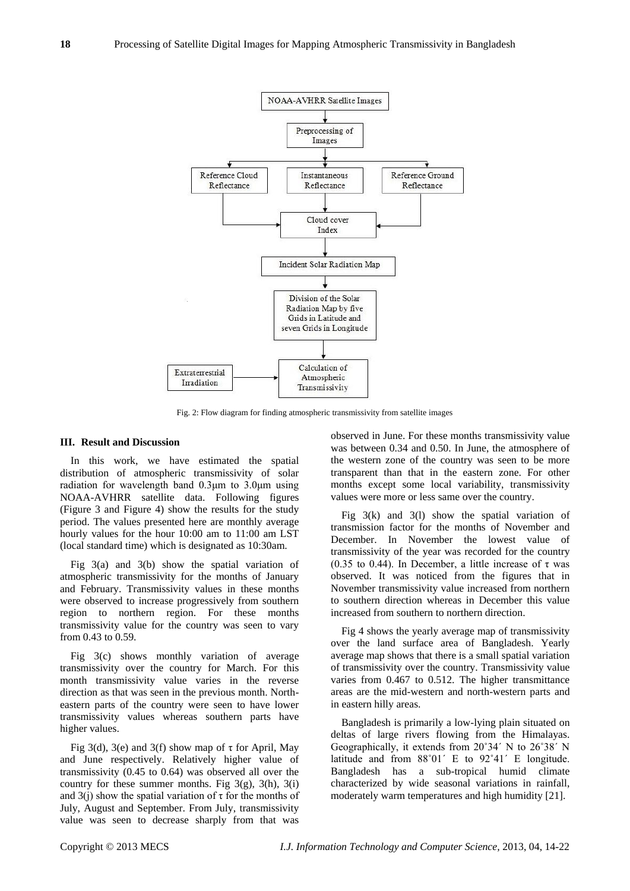Fig. 2: Flow diagram for finding atmospheric transmissivity from satellite images

## III. Result and Discussion

In this work, we have estimated the spatial distribution of atmospheric transmissivity of solar radiation for wavelength band 0.3μm to 3.0μm using NOAA-AVHRR satellite data. Following figures (Figure 3 and Figure 4) show the results for the study period. The values presented here are monthly average hourly values for the hour 10:00 am to 11:00 am LST (local standard time) which is designated as 10:30am.

Fig 3(a) and 3(b) show the spatial variation of atmospheric transmissivity for the months of January and February. Transmissivity values in these months were observed to increase progressively from southern region to northern region. For these months transmissivity value for the country was seen to vary from 0.43 to 0.59.

Fig 3(c) shows monthly variation of average transmissivity over the country for March. For this month transmissivity value varies in the reverse direction as that was seen in the previous month. North-eastern parts of the country were seen to have lower transmissivity values whereas southern parts have higher values.

Fig 3(d), 3(e) and 3(f) show map of $\tau$ for April, May and June respectively. Relatively higher value of transmissivity (0.45 to 0.64) was observed all over the country for these summer months. Fig 3(g), 3(h), 3(i) and 3(j) show the spatial variation of $\tau$ for the months of July, August and September. From July, transmissivity value was seen to decrease sharply from that was observed in June. For these months transmissivity value was between 0.34 and 0.50. In June, the atmosphere of the western zone of the country was seen to be more transparent than that in the eastern zone. For other months except some local variability, transmissivity values were more or less same over the country.

Fig 3(k) and 3(l) show the spatial variation of transmission factor for the months of November and December. In November the lowest value of transmissivity of the year was recorded for the country (0.35 to 0.44). In December, a little increase of $\tau$ was observed. It was noticed from the figures that in November transmissivity value increased from northern to southern direction whereas in December this value increased from southern to northern direction.

Fig 4 shows the yearly average map of transmissivity over the land surface area of Bangladesh. Yearly average map shows that there is a small spatial variation of transmissivity over the country. Transmissivity value varies from 0.467 to 0.512. The higher transmittance areas are the mid-western and north-western parts and in eastern hilly areas.

Bangladesh is primarily a low-lying plain situated on deltas of large rivers flowing from the Himalayas. Geographically, it extends from 20˚34´ N to 26˚38´ N latitude and from 88˚01´ E to 92˚41´ E longitude. Bangladesh has a sub-tropical humid climate characterized by wide seasonal variations in rainfall, moderately warm temperatures and high humidity [21].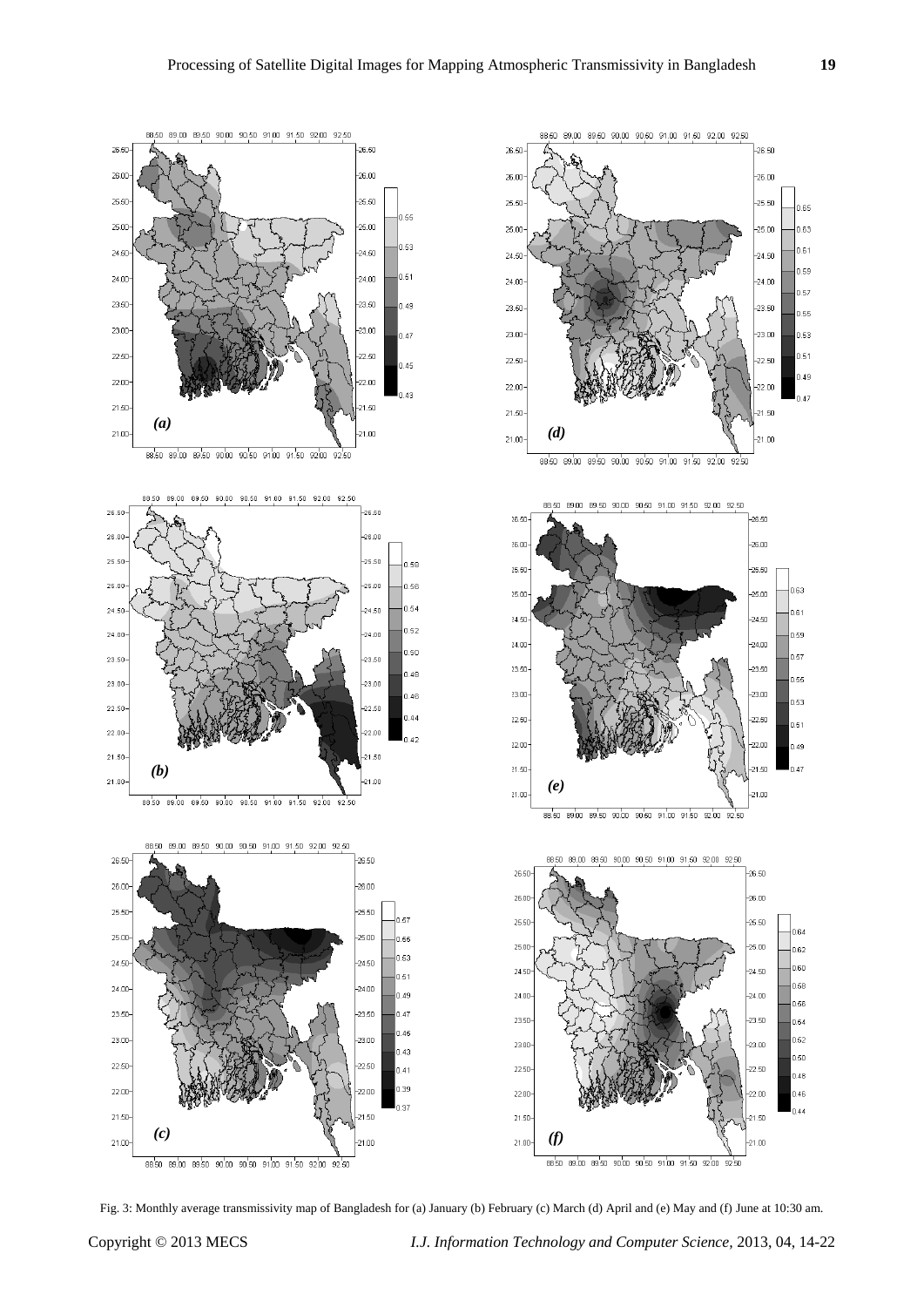Fig. 3: Monthly average transmissivity map of Bangladesh for (a) January (b) February (c) March (d) April and (e) May and (f) June at 10:30 am.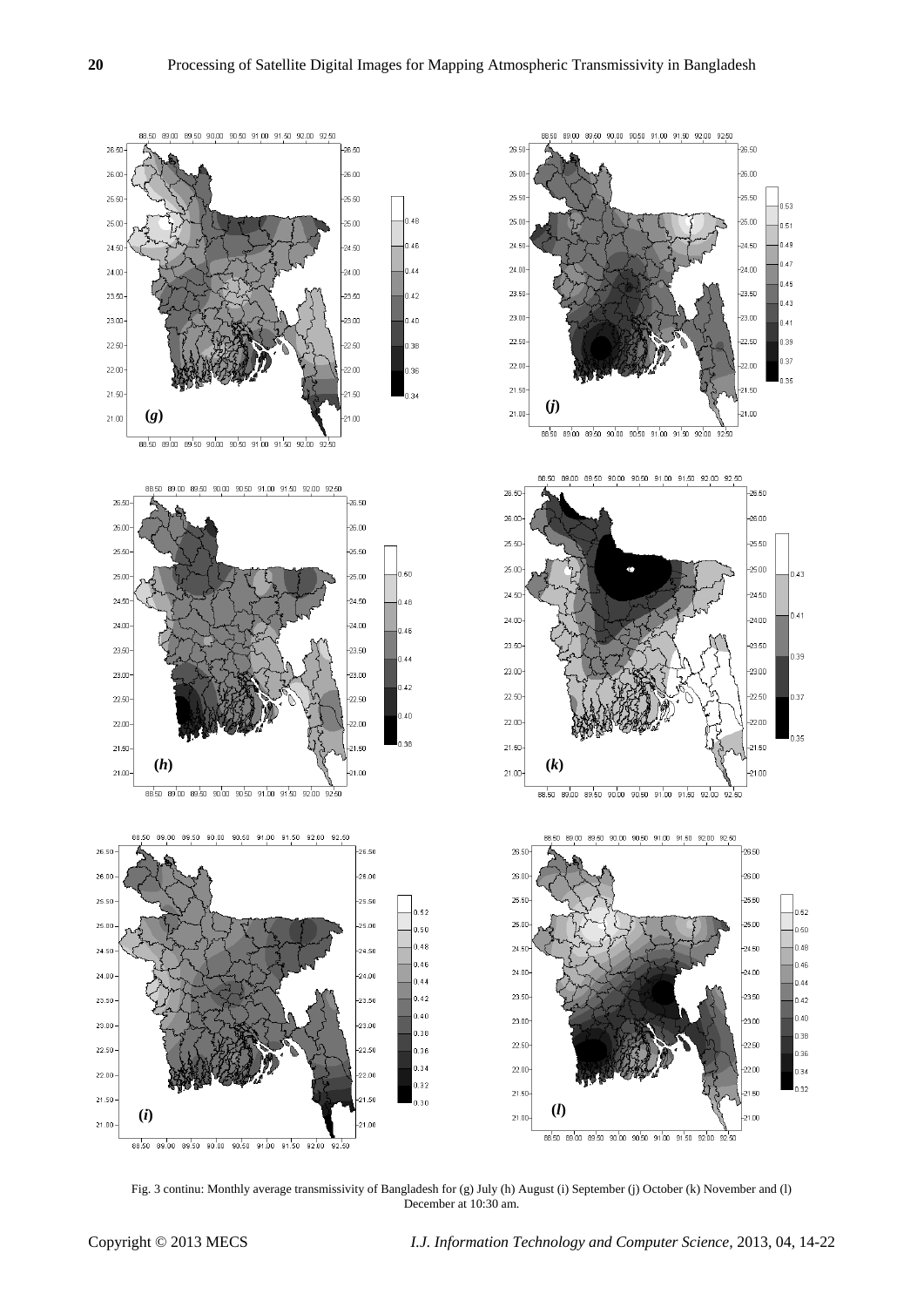Fig. 3 continu: Monthly average transmissivity of Bangladesh for (g) July (h) August (i) September (j) October (k) November and (l) December at 10:30 am.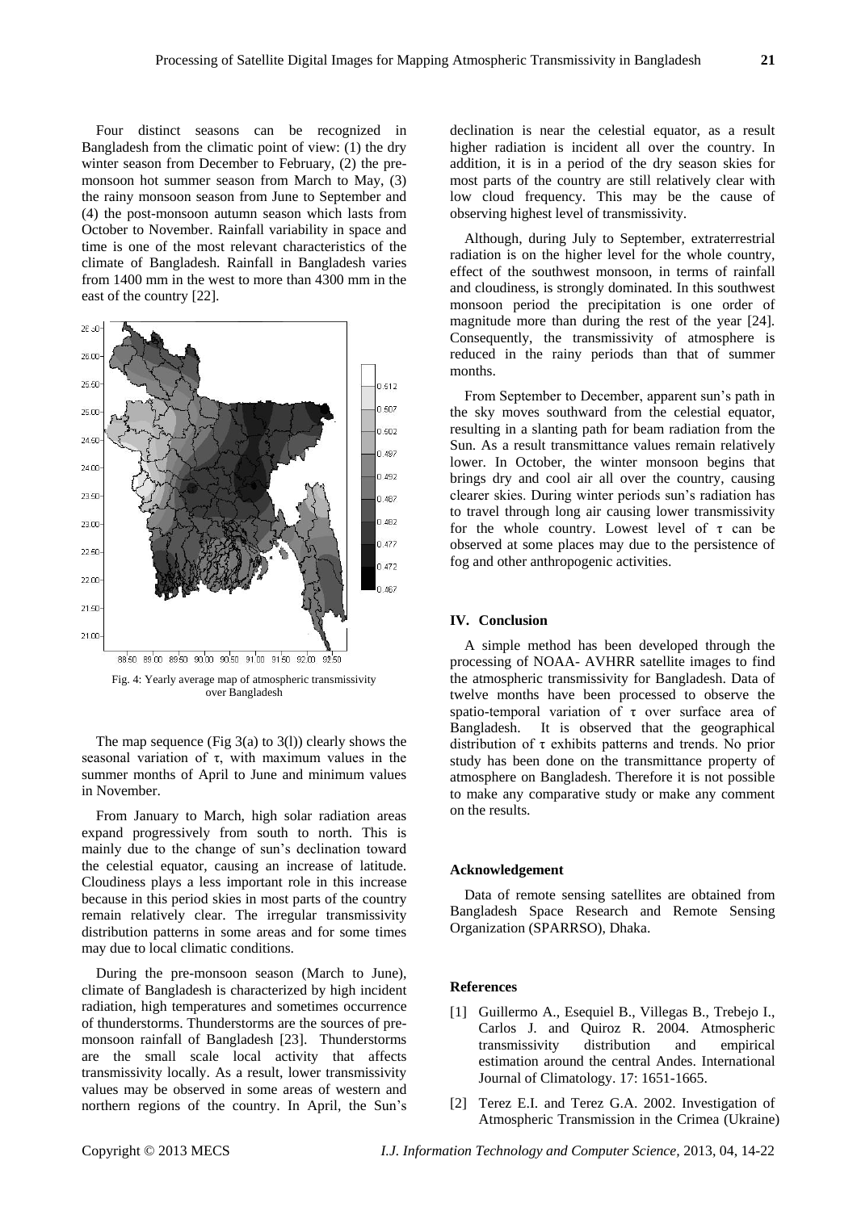Four distinct seasons can be recognized in Bangladesh from the climatic point of view: (1) the dry winter season from December to February, (2) the pre-monsoon hot summer season from March to May, (3) the rainy monsoon season from June to September and (4) the post-monsoon autumn season which lasts from October to November. Rainfall variability in space and time is one of the most relevant characteristics of the climate of Bangladesh. Rainfall in Bangladesh varies from 1400 mm in the west to more than 4300 mm in the east of the country [22].

Fig. 4: Yearly average map of atmospheric transmissivity over Bangladesh

The map sequence (Fig 3(a) to 3(l)) clearly shows the seasonal variation of $\tau$, with maximum values in the summer months of April to June and minimum values in November.

From January to March, high solar radiation areas expand progressively from south to north. This is mainly due to the change of sun's declination toward the celestial equator, causing an increase of latitude. Cloudiness plays a less important role in this increase because in this period skies in most parts of the country remain relatively clear. The irregular transmissivity distribution patterns in some areas and for some times may due to local climatic conditions.

During the pre-monsoon season (March to June), climate of Bangladesh is characterized by high incident radiation, high temperatures and sometimes occurrence of thunderstorms. Thunderstorms are the sources of pre-monsoon rainfall of Bangladesh [23]. Thunderstorms are the small scale local activity that affects transmissivity locally. As a result, lower transmissivity values may be observed in some areas of western and northern regions of the country. In April, the Sun's declination is near the celestial equator, as a result higher radiation is incident all over the country. In addition, it is in a period of the dry season skies for most parts of the country are still relatively clear with low cloud frequency. This may be the cause of observing highest level of transmissivity.

Although, during July to September, extraterrestrial radiation is on the higher level for the whole country, effect of the southwest monsoon, in terms of rainfall and cloudiness, is strongly dominated. In this southwest monsoon period the precipitation is one order of magnitude more than during the rest of the year [24]. Consequently, the transmissivity of atmosphere is reduced in the rainy periods than that of summer months.

From September to December, apparent sun's path in the sky moves southward from the celestial equator, resulting in a slanting path for beam radiation from the Sun. As a result transmittance values remain relatively lower. In October, the winter monsoon begins that brings dry and cool air all over the country, causing clearer skies. During winter periods sun's radiation has to travel through long air causing lower transmissivity for the whole country. Lowest level of $\tau$ can be observed at some places may due to the persistence of fog and other anthropogenic activities.

## IV. Conclusion

A simple method has been developed through the processing of NOAA- AVHRR satellite images to find the atmospheric transmissivity for Bangladesh. Data of twelve months have been processed to observe the spatio-temporal variation of $\tau$ over surface area of Bangladesh. It is observed that the geographical distribution of $\tau$ exhibits patterns and trends. No prior study has been done on the transmittance property of atmosphere on Bangladesh. Therefore it is not possible to make any comparative study or make any comment on the results.

### Acknowledgement

Data of remote sensing satellites are obtained from Bangladesh Space Research and Remote Sensing Organization (SPARRSO), Dhaka.

### References

[1] Guillermo A., Esequiel B., Villegas B., Trebejo I., Carlos J. and Quiroz R. 2004. Atmospheric transmissivity distribution and empirical estimation around the central Andes. International Journal of Climatology. 17: 1651-1665.

[2] Terez E.I. and Terez G.A. 2002. Investigation of Atmospheric Transmission in the Crimea (Ukraine)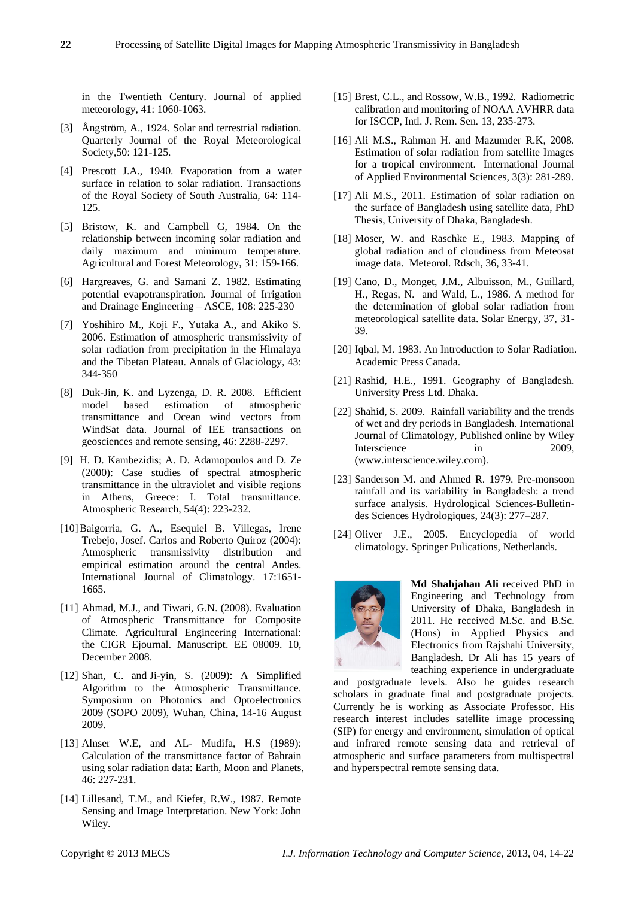in the Twentieth Century. Journal of applied meteorology, 41: 1060-1063.

[3] Ångström, A., 1924. Solar and terrestrial radiation. Quarterly Journal of the Royal Meteorological Society,50: 121-125.

[4] Prescott J.A., 1940. Evaporation from a water surface in relation to solar radiation. Transactions of the Royal Society of South Australia, 64: 114-125.

[5] Bristow, K. and Campbell G, 1984. On the relationship between incoming solar radiation and daily maximum and minimum temperature. Agricultural and Forest Meteorology, 31: 159-166.

[6] Hargreaves, G. and Samani Z. 1982. Estimating potential evapotranspiration. Journal of Irrigation and Drainage Engineering – ASCE, 108: 225-230

[7] Yoshihiro M., Koji F., Yutaka A., and Akiko S. 2006. Estimation of atmospheric transmissivity of solar radiation from precipitation in the Himalaya and the Tibetan Plateau. Annals of Glaciology, 43: 344-350

[8] Duk-Jin, K. and Lyzenga, D. R. 2008. Efficient model based estimation of atmospheric transmittance and Ocean wind vectors from WindSat data. Journal of IEE transactions on geosciences and remote sensing, 46: 2288-2297.

[9] H. D. Kambezidis; A. D. Adamopoulos and D. Ze (2000): Case studies of spectral atmospheric transmittance in the ultraviolet and visible regions in Athens, Greece: I. Total transmittance. Atmospheric Research, 54(4): 223-232.

[10] Baigorria, G. A., Esequiel B. Villegas, Irene Trebejo, Josef. Carlos and Roberto Quiroz (2004): Atmospheric transmissivity distribution and empirical estimation around the central Andes. International Journal of Climatology. 17:1651-1665.

[11] Ahmad, M.J., and Tiwari, G.N. (2008). Evaluation of Atmospheric Transmittance for Composite Climate. Agricultural Engineering International: the CIGR Ejournal. Manuscript. EE 08009. 10, December 2008.

[12] Shan, C. and Ji-yin, S. (2009): A Simplified Algorithm to the Atmospheric Transmittance. Symposium on Photonics and Optoelectronics 2009 (SOPO 2009), Wuhan, China, 14-16 August 2009.

[13] Alnser W.E, and AL- Mudifa, H.S (1989): Calculation of the transmittance factor of Bahrain using solar radiation data: Earth, Moon and Planets, 46: 227-231.

[14] Lillesand, T.M., and Kiefer, R.W., 1987. Remote Sensing and Image Interpretation. New York: John Wiley.

[15] Brest, C.L., and Rossow, W.B., 1992. Radiometric calibration and monitoring of NOAA AVHRR data for ISCCP, Intl. J. Rem. Sen. 13, 235-273.

[16] Ali M.S., Rahman H. and Mazumder R.K, 2008. Estimation of solar radiation from satellite Images for a tropical environment. International Journal of Applied Environmental Sciences, 3(3): 281-289.

[17] Ali M.S., 2011. Estimation of solar radiation on the surface of Bangladesh using satellite data, PhD Thesis, University of Dhaka, Bangladesh.

[18] Moser, W. and Raschke E., 1983. Mapping of global radiation and of cloudiness from Meteosat image data. Meteorol. Rdsch, 36, 33-41.

[19] Cano, D., Monget, J.M., Albuisson, M., Guillard, H., Regas, N. and Wald, L., 1986. A method for the determination of global solar radiation from meteorological satellite data. Solar Energy, 37, 31-39.

[20] Iqbal, M. 1983. An Introduction to Solar Radiation. Academic Press Canada.

[21] Rashid, H.E., 1991. Geography of Bangladesh. University Press Ltd. Dhaka.

[22] Shahid, S. 2009. Rainfall variability and the trends of wet and dry periods in Bangladesh. International Journal of Climatology, Published online by Wiley Interscience in 2009, (www.interscience.wiley.com).

[23] Sanderson M. and Ahmed R. 1979. Pre-monsoon rainfall and its variability in Bangladesh: a trend surface analysis. Hydrological Sciences-Bulletin-des Sciences Hydrologiques, 24(3): 277–287.

[24] Oliver J.E., 2005. Encyclopedia of world climatology. Springer Pulications, Netherlands.

**Md Shahjahan Ali** received PhD in Engineering and Technology from University of Dhaka, Bangladesh in 2011. He received M.Sc. and B.Sc. (Hons) in Applied Physics and Electronics from Rajshahi University, Bangladesh. Dr Ali has 15 years of teaching experience in undergraduate and postgraduate levels. Also he guides research scholars in graduate final and postgraduate projects. Currently he is working as Associate Professor. His research interest includes satellite image processing (SIP) for energy and environment, simulation of optical and infrared remote sensing data and retrieval of atmospheric and surface parameters from multispectral and hyperspectral remote sensing data.